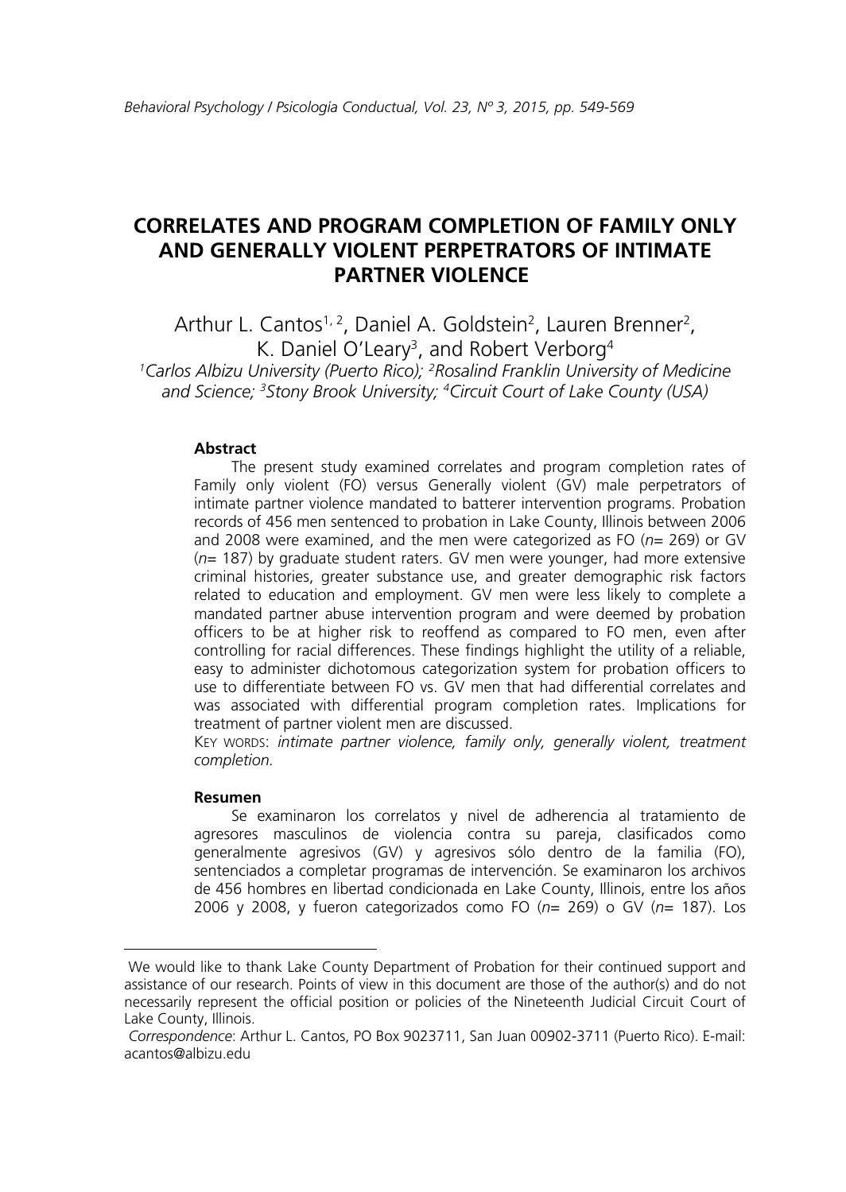# CORRELATES AND PROGRAM COMPLETION OF FAMILY ONLY AND GENERALLY VIOLENT PERPETRATORS OF INTIMATE PARTNER VIOLENCE

Arthur L. Cantos[1, 2], Daniel A. Goldstein[2], Lauren Brenner[2], K. Daniel O'Leary[3], and Robert Verborg[4]

*[1]Carlos Albizu University (Puerto Rico); [2]Rosalind Franklin University of Medicine and Science; [3]Stony Brook University; [4]Circuit Court of Lake County (USA)*

### Abstract

The present study examined correlates and program completion rates of Family only violent (FO) versus Generally violent (GV) male perpetrators of intimate partner violence mandated to batterer intervention programs. Probation records of 456 men sentenced to probation in Lake County, Illinois between 2006 and 2008 were examined, and the men were categorized as FO (*n*= 269) or GV (*n*= 187) by graduate student raters. GV men were younger, had more extensive criminal histories, greater substance use, and greater demographic risk factors related to education and employment. GV men were less likely to complete a mandated partner abuse intervention program and were deemed by probation officers to be at higher risk to reoffend as compared to FO men, even after controlling for racial differences. These findings highlight the utility of a reliable, easy to administer dichotomous categorization system for probation officers to use to differentiate between FO vs. GV men that had differential correlates and was associated with differential program completion rates. Implications for treatment of partner violent men are discussed.

KEY WORDS: *intimate partner violence, family only, generally violent, treatment completion.*

### Resumen

Se examinaron los correlatos y nivel de adherencia al tratamiento de agresores masculinos de violencia contra su pareja, clasificados como generalmente agresivos (GV) y agresivos sólo dentro de la familia (FO), sentenciados a completar programas de intervención. Se examinaron los archivos de 456 hombres en libertad condicionada en Lake County, Illinois, entre los años 2006 y 2008, y fueron categorizados como FO (*n*= 269) o GV (*n*= 187). Los

---

We would like to thank Lake County Department of Probation for their continued support and assistance of our research. Points of view in this document are those of the author(s) and do not necessarily represent the official position or policies of the Nineteenth Judicial Circuit Court of Lake County, Illinois.

*Correspondence*: Arthur L. Cantos, PO Box 9023711, San Juan 00902-3711 (Puerto Rico). E-mail: acantos@albizu.edu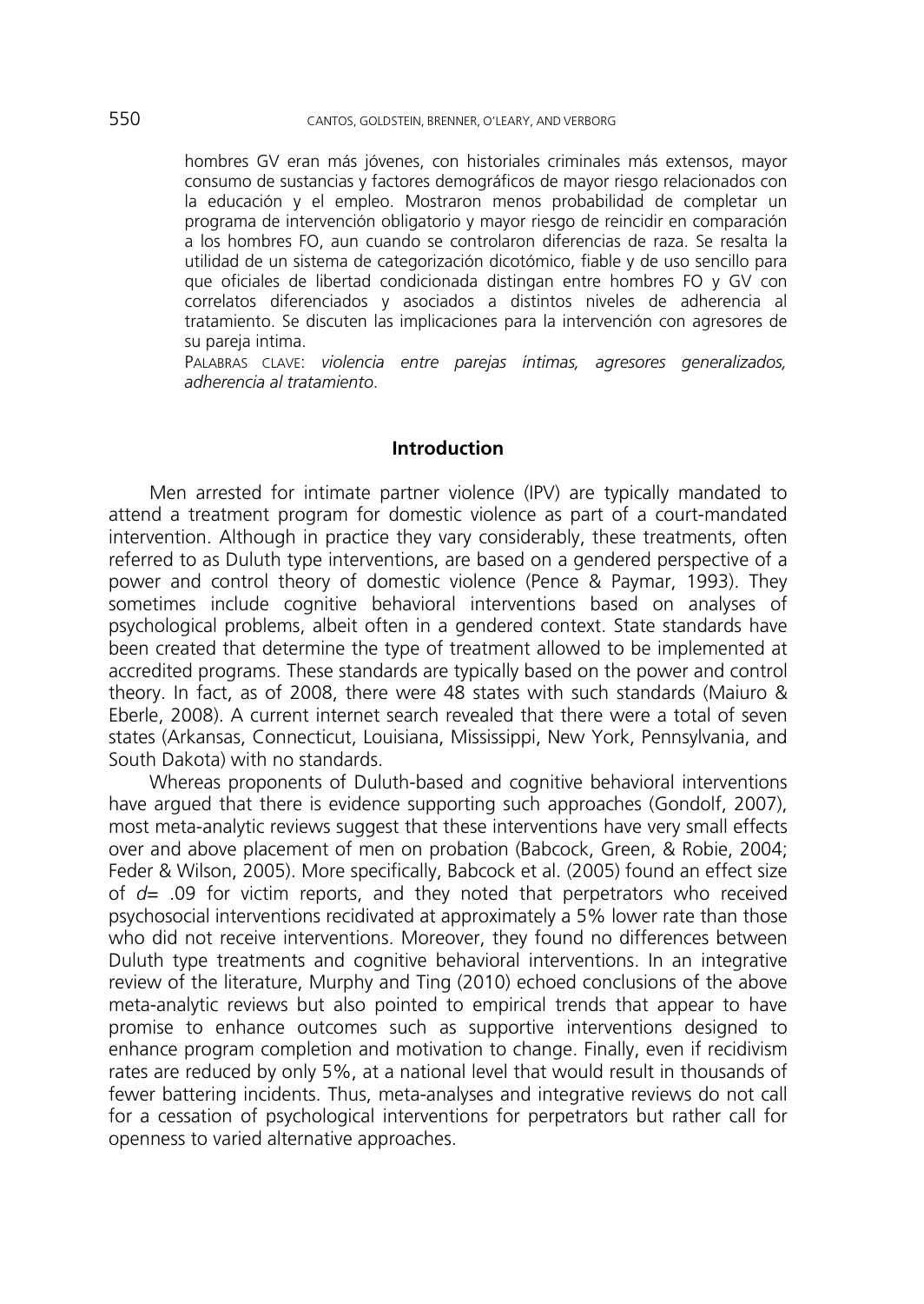hombres GV eran más jóvenes, con historiales criminales más extensos, mayor consumo de sustancias y factores demográficos de mayor riesgo relacionados con la educación y el empleo. Mostraron menos probabilidad de completar un programa de intervención obligatorio y mayor riesgo de reincidir en comparación a los hombres FO, aun cuando se controlaron diferencias de raza. Se resalta la utilidad de un sistema de categorización dicotómico, fiable y de uso sencillo para que oficiales de libertad condicionada distingan entre hombres FO y GV con correlatos diferenciados y asociados a distintos niveles de adherencia al tratamiento. Se discuten las implicaciones para la intervención con agresores de su pareja intima.

PALABRAS CLAVE: *violencia entre parejas íntimas, agresores generalizados, adherencia al tratamiento*.

## Introduction

Men arrested for intimate partner violence (IPV) are typically mandated to attend a treatment program for domestic violence as part of a court-mandated intervention. Although in practice they vary considerably, these treatments, often referred to as Duluth type interventions, are based on a gendered perspective of a power and control theory of domestic violence (Pence & Paymar, 1993). They sometimes include cognitive behavioral interventions based on analyses of psychological problems, albeit often in a gendered context. State standards have been created that determine the type of treatment allowed to be implemented at accredited programs. These standards are typically based on the power and control theory. In fact, as of 2008, there were 48 states with such standards (Maiuro & Eberle, 2008). A current internet search revealed that there were a total of seven states (Arkansas, Connecticut, Louisiana, Mississippi, New York, Pennsylvania, and South Dakota) with no standards.

Whereas proponents of Duluth-based and cognitive behavioral interventions have argued that there is evidence supporting such approaches (Gondolf, 2007), most meta-analytic reviews suggest that these interventions have very small effects over and above placement of men on probation (Babcock, Green, & Robie, 2004; Feder & Wilson, 2005). More specifically, Babcock et al. (2005) found an effect size of $d = .09$ for victim reports, and they noted that perpetrators who received psychosocial interventions recidivated at approximately a 5% lower rate than those who did not receive interventions. Moreover, they found no differences between Duluth type treatments and cognitive behavioral interventions. In an integrative review of the literature, Murphy and Ting (2010) echoed conclusions of the above meta-analytic reviews but also pointed to empirical trends that appear to have promise to enhance outcomes such as supportive interventions designed to enhance program completion and motivation to change. Finally, even if recidivism rates are reduced by only 5%, at a national level that would result in thousands of fewer battering incidents. Thus, meta-analyses and integrative reviews do not call for a cessation of psychological interventions for perpetrators but rather call for openness to varied alternative approaches.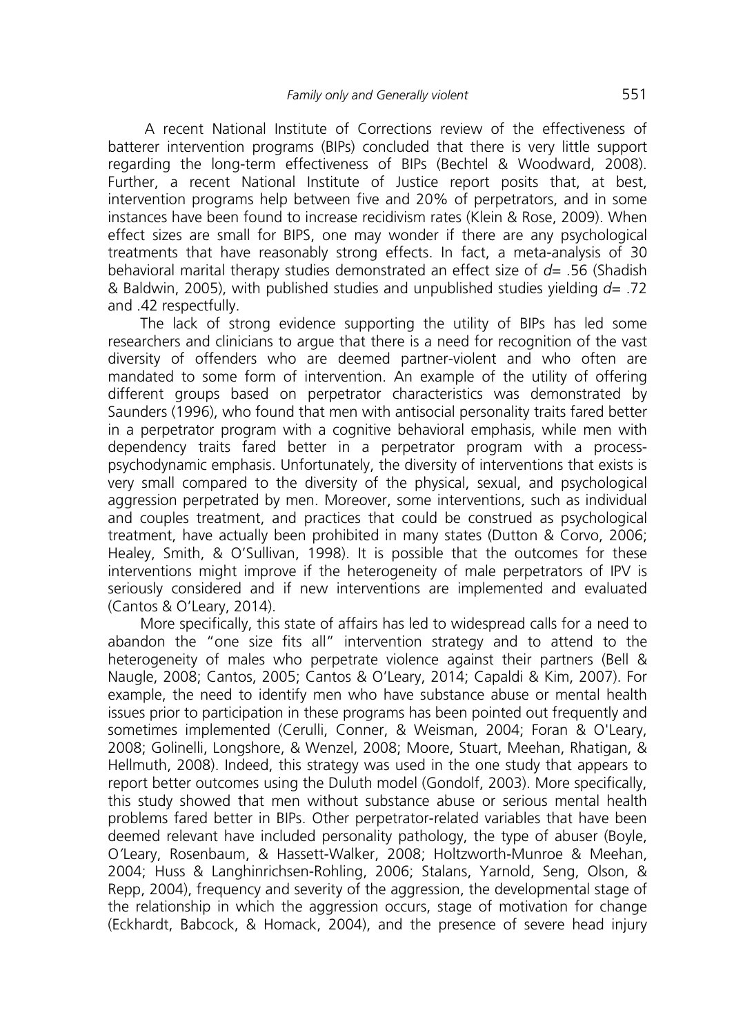A recent National Institute of Corrections review of the effectiveness of batterer intervention programs (BIPs) concluded that there is very little support regarding the long-term effectiveness of BIPs (Bechtel & Woodward, 2008). Further, a recent National Institute of Justice report posits that, at best, intervention programs help between five and 20% of perpetrators, and in some instances have been found to increase recidivism rates (Klein & Rose, 2009). When effect sizes are small for BIPS, one may wonder if there are any psychological treatments that have reasonably strong effects. In fact, a meta-analysis of 30 behavioral marital therapy studies demonstrated an effect size of $d= .56$ (Shadish & Baldwin, 2005), with published studies and unpublished studies yielding $d= .72$ and .42 respectfully.

The lack of strong evidence supporting the utility of BIPs has led some researchers and clinicians to argue that there is a need for recognition of the vast diversity of offenders who are deemed partner-violent and who often are mandated to some form of intervention. An example of the utility of offering different groups based on perpetrator characteristics was demonstrated by Saunders (1996), who found that men with antisocial personality traits fared better in a perpetrator program with a cognitive behavioral emphasis, while men with dependency traits fared better in a perpetrator program with a process-psychodynamic emphasis. Unfortunately, the diversity of interventions that exists is very small compared to the diversity of the physical, sexual, and psychological aggression perpetrated by men. Moreover, some interventions, such as individual and couples treatment, and practices that could be construed as psychological treatment, have actually been prohibited in many states (Dutton & Corvo, 2006; Healey, Smith, & O'Sullivan, 1998). It is possible that the outcomes for these interventions might improve if the heterogeneity of male perpetrators of IPV is seriously considered and if new interventions are implemented and evaluated (Cantos & O'Leary, 2014).

More specifically, this state of affairs has led to widespread calls for a need to abandon the "one size fits all" intervention strategy and to attend to the heterogeneity of males who perpetrate violence against their partners (Bell & Naugle, 2008; Cantos, 2005; Cantos & O'Leary, 2014; Capaldi & Kim, 2007). For example, the need to identify men who have substance abuse or mental health issues prior to participation in these programs has been pointed out frequently and sometimes implemented (Cerulli, Conner, & Weisman, 2004; Foran & O'Leary, 2008; Golinelli, Longshore, & Wenzel, 2008; Moore, Stuart, Meehan, Rhatigan, & Hellmuth, 2008). Indeed, this strategy was used in the one study that appears to report better outcomes using the Duluth model (Gondolf, 2003). More specifically, this study showed that men without substance abuse or serious mental health problems fared better in BIPs. Other perpetrator-related variables that have been deemed relevant have included personality pathology, the type of abuser (Boyle, O'Leary, Rosenbaum, & Hassett-Walker, 2008; Holtzworth-Munroe & Meehan, 2004; Huss & Langhinrichsen-Rohling, 2006; Stalans, Yarnold, Seng, Olson, & Repp, 2004), frequency and severity of the aggression, the developmental stage of the relationship in which the aggression occurs, stage of motivation for change (Eckhardt, Babcock, & Homack, 2004), and the presence of severe head injury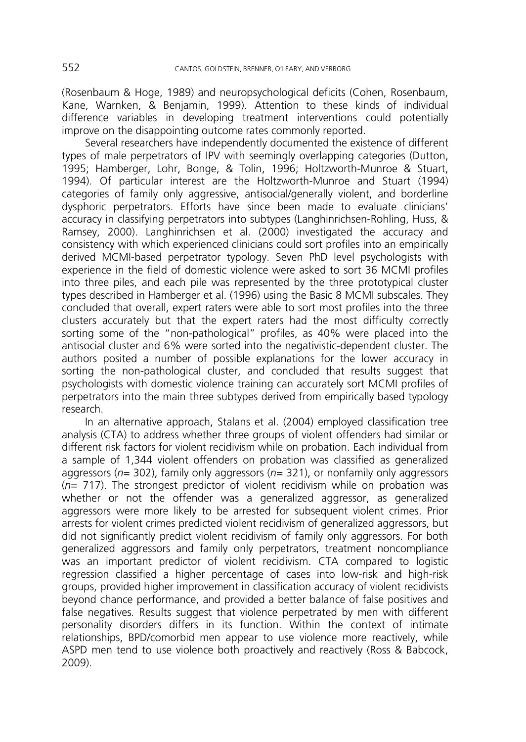(Rosenbaum & Hoge, 1989) and neuropsychological deficits (Cohen, Rosenbaum, Kane, Warnken, & Benjamin, 1999). Attention to these kinds of individual difference variables in developing treatment interventions could potentially improve on the disappointing outcome rates commonly reported.

Several researchers have independently documented the existence of different types of male perpetrators of IPV with seemingly overlapping categories (Dutton, 1995; Hamberger, Lohr, Bonge, & Tolin, 1996; Holtzworth-Munroe & Stuart, 1994). Of particular interest are the Holtzworth-Munroe and Stuart (1994) categories of family only aggressive, antisocial/generally violent, and borderline dysphoric perpetrators. Efforts have since been made to evaluate clinicians' accuracy in classifying perpetrators into subtypes (Langhinrichsen-Rohling, Huss, & Ramsey, 2000). Langhinrichsen et al. (2000) investigated the accuracy and consistency with which experienced clinicians could sort profiles into an empirically derived MCMI-based perpetrator typology. Seven PhD level psychologists with experience in the field of domestic violence were asked to sort 36 MCMI profiles into three piles, and each pile was represented by the three prototypical cluster types described in Hamberger et al. (1996) using the Basic 8 MCMI subscales. They concluded that overall, expert raters were able to sort most profiles into the three clusters accurately but that the expert raters had the most difficulty correctly sorting some of the "non-pathological" profiles, as 40% were placed into the antisocial cluster and 6% were sorted into the negativistic-dependent cluster. The authors posited a number of possible explanations for the lower accuracy in sorting the non-pathological cluster, and concluded that results suggest that psychologists with domestic violence training can accurately sort MCMI profiles of perpetrators into the main three subtypes derived from empirically based typology research.

In an alternative approach, Stalans et al. (2004) employed classification tree analysis (CTA) to address whether three groups of violent offenders had similar or different risk factors for violent recidivism while on probation. Each individual from a sample of 1,344 violent offenders on probation was classified as generalized aggressors (*n*= 302), family only aggressors (*n*= 321), or nonfamily only aggressors (*n*= 717). The strongest predictor of violent recidivism while on probation was whether or not the offender was a generalized aggressor, as generalized aggressors were more likely to be arrested for subsequent violent crimes. Prior arrests for violent crimes predicted violent recidivism of generalized aggressors, but did not significantly predict violent recidivism of family only aggressors. For both generalized aggressors and family only perpetrators, treatment noncompliance was an important predictor of violent recidivism. CTA compared to logistic regression classified a higher percentage of cases into low-risk and high-risk groups, provided higher improvement in classification accuracy of violent recidivists beyond chance performance, and provided a better balance of false positives and false negatives. Results suggest that violence perpetrated by men with different personality disorders differs in its function. Within the context of intimate relationships, BPD/comorbid men appear to use violence more reactively, while ASPD men tend to use violence both proactively and reactively (Ross & Babcock, 2009).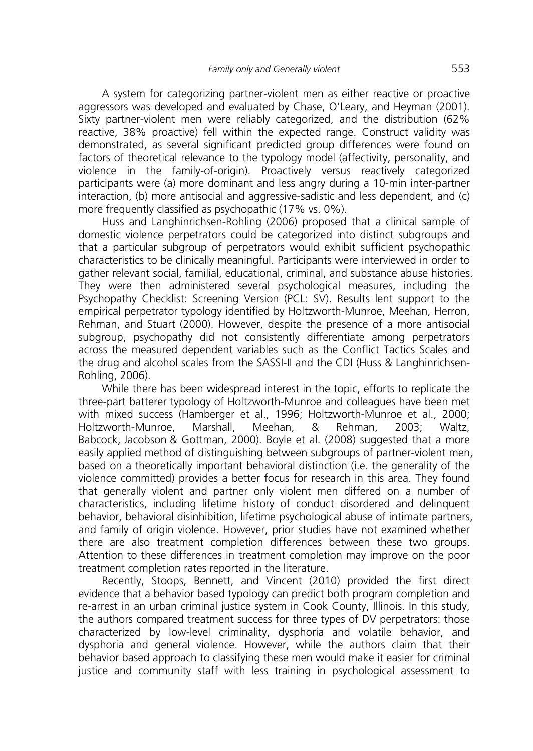A system for categorizing partner-violent men as either reactive or proactive aggressors was developed and evaluated by Chase, O'Leary, and Heyman (2001). Sixty partner-violent men were reliably categorized, and the distribution (62% reactive, 38% proactive) fell within the expected range. Construct validity was demonstrated, as several significant predicted group differences were found on factors of theoretical relevance to the typology model (affectivity, personality, and violence in the family-of-origin). Proactively versus reactively categorized participants were (a) more dominant and less angry during a 10-min inter-partner interaction, (b) more antisocial and aggressive-sadistic and less dependent, and (c) more frequently classified as psychopathic (17% vs. 0%).

Huss and Langhinrichsen-Rohling (2006) proposed that a clinical sample of domestic violence perpetrators could be categorized into distinct subgroups and that a particular subgroup of perpetrators would exhibit sufficient psychopathic characteristics to be clinically meaningful. Participants were interviewed in order to gather relevant social, familial, educational, criminal, and substance abuse histories. They were then administered several psychological measures, including the Psychopathy Checklist: Screening Version (PCL: SV). Results lent support to the empirical perpetrator typology identified by Holtzworth-Munroe, Meehan, Herron, Rehman, and Stuart (2000). However, despite the presence of a more antisocial subgroup, psychopathy did not consistently differentiate among perpetrators across the measured dependent variables such as the Conflict Tactics Scales and the drug and alcohol scales from the SASSI-II and the CDI (Huss & Langhinrichsen-Rohling, 2006).

While there has been widespread interest in the topic, efforts to replicate the three-part batterer typology of Holtzworth-Munroe and colleagues have been met with mixed success (Hamberger et al., 1996; Holtzworth-Munroe et al., 2000; Holtzworth-Munroe, Marshall, Meehan, & Rehman, 2003; Waltz, Babcock, Jacobson & Gottman, 2000). Boyle et al. (2008) suggested that a more easily applied method of distinguishing between subgroups of partner-violent men, based on a theoretically important behavioral distinction (i.e. the generality of the violence committed) provides a better focus for research in this area. They found that generally violent and partner only violent men differed on a number of characteristics, including lifetime history of conduct disordered and delinquent behavior, behavioral disinhibition, lifetime psychological abuse of intimate partners, and family of origin violence. However, prior studies have not examined whether there are also treatment completion differences between these two groups. Attention to these differences in treatment completion may improve on the poor treatment completion rates reported in the literature.

Recently, Stoops, Bennett, and Vincent (2010) provided the first direct evidence that a behavior based typology can predict both program completion and re-arrest in an urban criminal justice system in Cook County, Illinois. In this study, the authors compared treatment success for three types of DV perpetrators: those characterized by low-level criminality, dysphoria and volatile behavior, and dysphoria and general violence. However, while the authors claim that their behavior based approach to classifying these men would make it easier for criminal justice and community staff with less training in psychological assessment to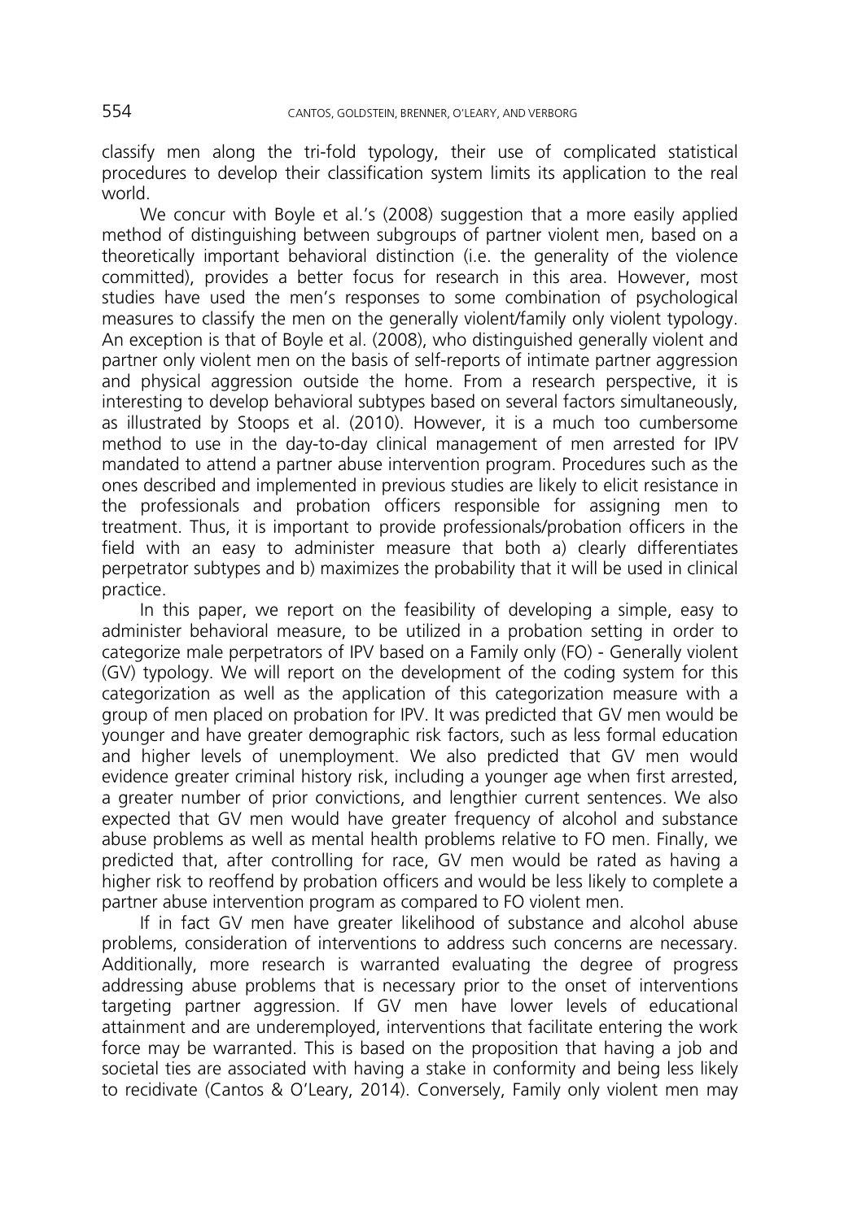classify men along the tri-fold typology, their use of complicated statistical procedures to develop their classification system limits its application to the real world.

We concur with Boyle et al.'s (2008) suggestion that a more easily applied method of distinguishing between subgroups of partner violent men, based on a theoretically important behavioral distinction (i.e. the generality of the violence committed), provides a better focus for research in this area. However, most studies have used the men's responses to some combination of psychological measures to classify the men on the generally violent/family only violent typology. An exception is that of Boyle et al. (2008), who distinguished generally violent and partner only violent men on the basis of self-reports of intimate partner aggression and physical aggression outside the home. From a research perspective, it is interesting to develop behavioral subtypes based on several factors simultaneously, as illustrated by Stoops et al. (2010). However, it is a much too cumbersome method to use in the day-to-day clinical management of men arrested for IPV mandated to attend a partner abuse intervention program. Procedures such as the ones described and implemented in previous studies are likely to elicit resistance in the professionals and probation officers responsible for assigning men to treatment. Thus, it is important to provide professionals/probation officers in the field with an easy to administer measure that both a) clearly differentiates perpetrator subtypes and b) maximizes the probability that it will be used in clinical practice.

In this paper, we report on the feasibility of developing a simple, easy to administer behavioral measure, to be utilized in a probation setting in order to categorize male perpetrators of IPV based on a Family only (FO) - Generally violent (GV) typology. We will report on the development of the coding system for this categorization as well as the application of this categorization measure with a group of men placed on probation for IPV. It was predicted that GV men would be younger and have greater demographic risk factors, such as less formal education and higher levels of unemployment. We also predicted that GV men would evidence greater criminal history risk, including a younger age when first arrested, a greater number of prior convictions, and lengthier current sentences. We also expected that GV men would have greater frequency of alcohol and substance abuse problems as well as mental health problems relative to FO men. Finally, we predicted that, after controlling for race, GV men would be rated as having a higher risk to reoffend by probation officers and would be less likely to complete a partner abuse intervention program as compared to FO violent men.

If in fact GV men have greater likelihood of substance and alcohol abuse problems, consideration of interventions to address such concerns are necessary. Additionally, more research is warranted evaluating the degree of progress addressing abuse problems that is necessary prior to the onset of interventions targeting partner aggression. If GV men have lower levels of educational attainment and are underemployed, interventions that facilitate entering the work force may be warranted. This is based on the proposition that having a job and societal ties are associated with having a stake in conformity and being less likely to recidivate (Cantos & O'Leary, 2014). Conversely, Family only violent men may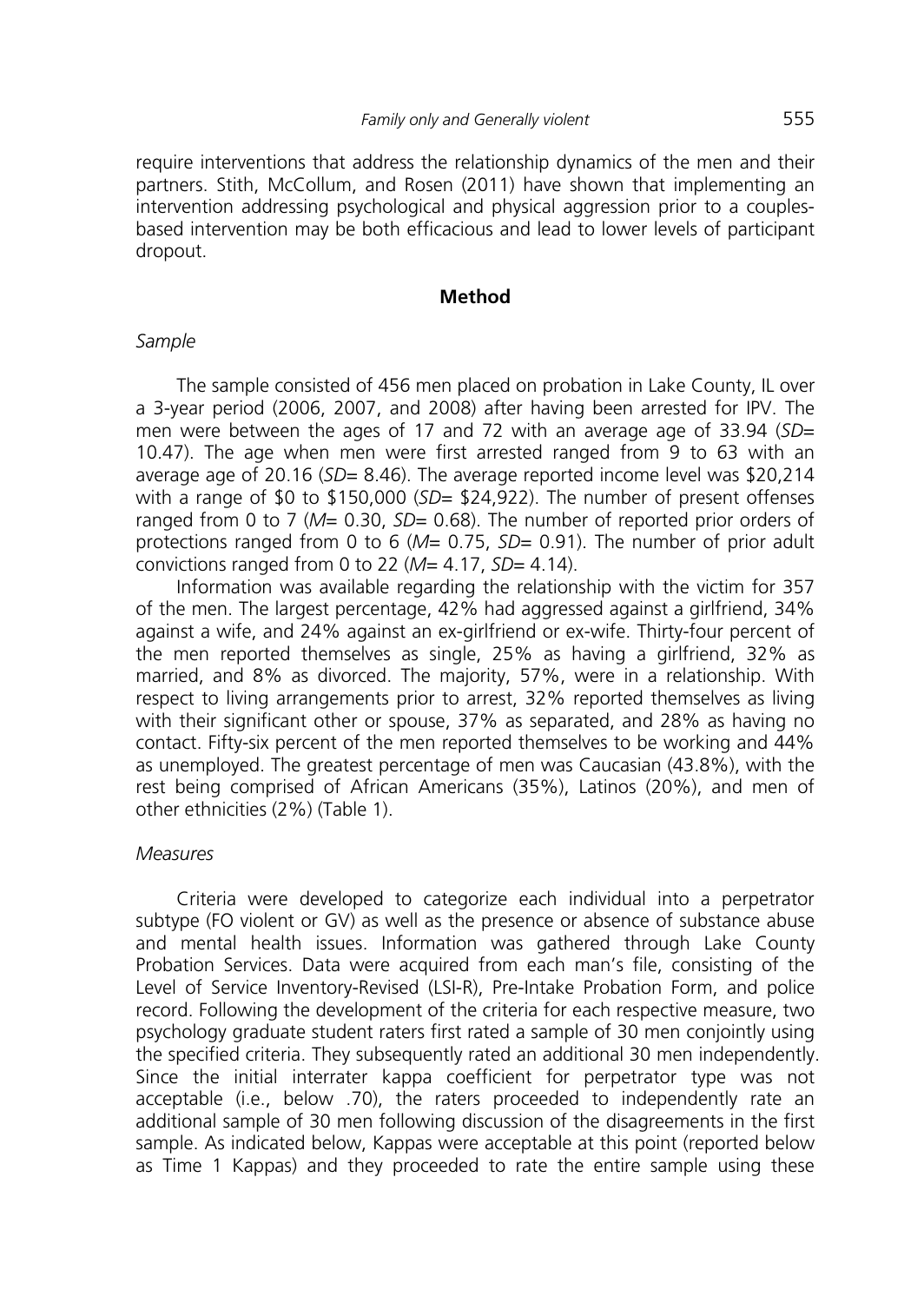require interventions that address the relationship dynamics of the men and their partners. Stith, McCollum, and Rosen (2011) have shown that implementing an intervention addressing psychological and physical aggression prior to a couples-based intervention may be both efficacious and lead to lower levels of participant dropout.

## Method

### *Sample*

The sample consisted of 456 men placed on probation in Lake County, IL over a 3-year period (2006, 2007, and 2008) after having been arrested for IPV. The men were between the ages of 17 and 72 with an average age of 33.94 (*SD*= 10.47). The age when men were first arrested ranged from 9 to 63 with an average age of 20.16 (*SD*= 8.46). The average reported income level was $20,214 with a range of $0 to $150,000 (*SD*= $24,922). The number of present offenses ranged from 0 to 7 (*M*= 0.30, *SD*= 0.68). The number of reported prior orders of protections ranged from 0 to 6 (*M*= 0.75, *SD*= 0.91). The number of prior adult convictions ranged from 0 to 22 (*M*= 4.17, *SD*= 4.14).

Information was available regarding the relationship with the victim for 357 of the men. The largest percentage, 42% had aggressed against a girlfriend, 34% against a wife, and 24% against an ex-girlfriend or ex-wife. Thirty-four percent of the men reported themselves as single, 25% as having a girlfriend, 32% as married, and 8% as divorced. The majority, 57%, were in a relationship. With respect to living arrangements prior to arrest, 32% reported themselves as living with their significant other or spouse, 37% as separated, and 28% as having no contact. Fifty-six percent of the men reported themselves to be working and 44% as unemployed. The greatest percentage of men was Caucasian (43.8%), with the rest being comprised of African Americans (35%), Latinos (20%), and men of other ethnicities (2%) (Table 1).

### *Measures*

Criteria were developed to categorize each individual into a perpetrator subtype (FO violent or GV) as well as the presence or absence of substance abuse and mental health issues. Information was gathered through Lake County Probation Services. Data were acquired from each man's file, consisting of the Level of Service Inventory-Revised (LSI-R), Pre-Intake Probation Form, and police record. Following the development of the criteria for each respective measure, two psychology graduate student raters first rated a sample of 30 men conjointly using the specified criteria. They subsequently rated an additional 30 men independently. Since the initial interrater kappa coefficient for perpetrator type was not acceptable (i.e., below .70), the raters proceeded to independently rate an additional sample of 30 men following discussion of the disagreements in the first sample. As indicated below, Kappas were acceptable at this point (reported below as Time 1 Kappas) and they proceeded to rate the entire sample using these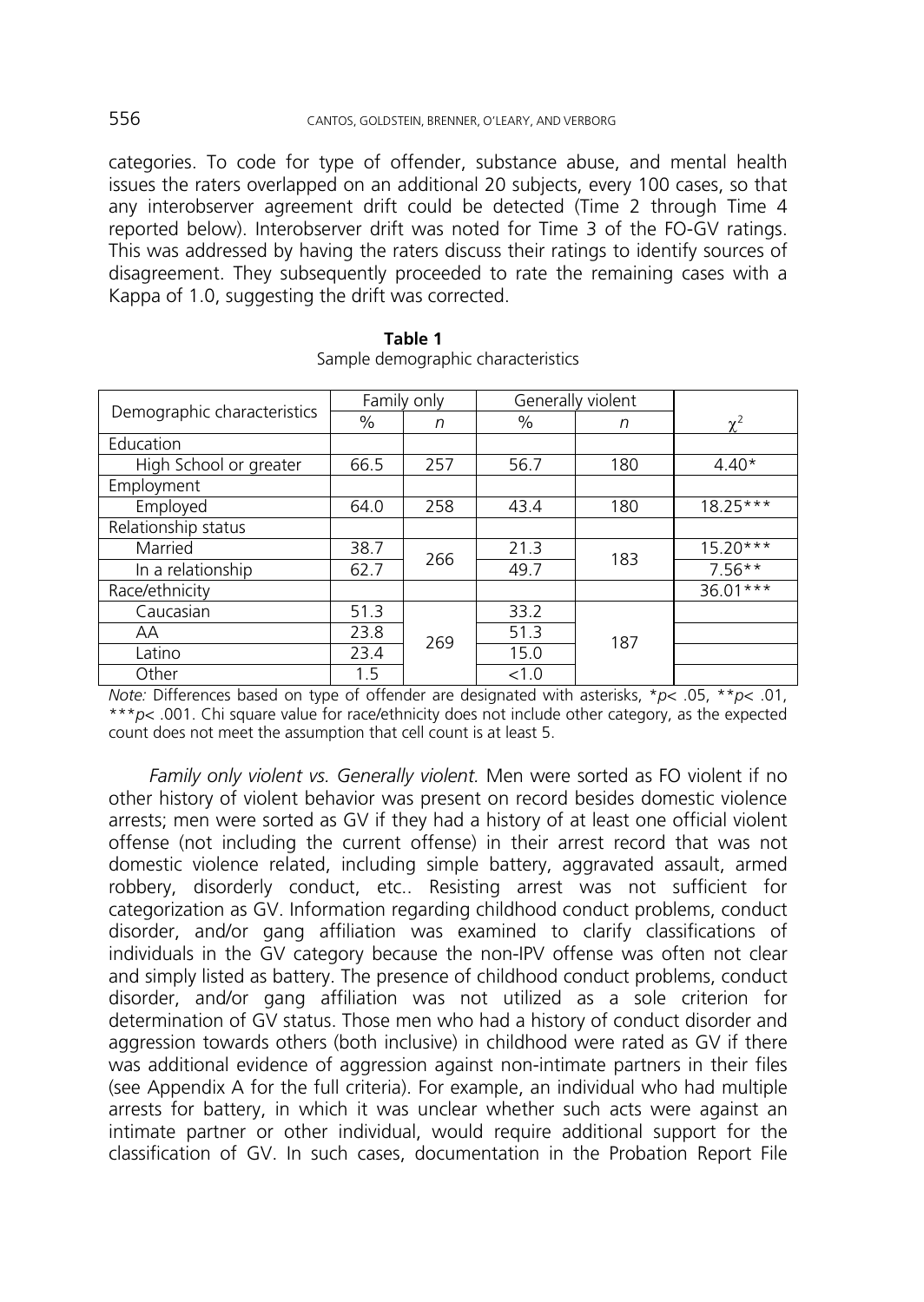categories. To code for type of offender, substance abuse, and mental health issues the raters overlapped on an additional 20 subjects, every 100 cases, so that any interobserver agreement drift could be detected (Time 2 through Time 4 reported below). Interobserver drift was noted for Time 3 of the FO-GV ratings. This was addressed by having the raters discuss their ratings to identify sources of disagreement. They subsequently proceeded to rate the remaining cases with a Kappa of 1.0, suggesting the drift was corrected.

**Table 1**
Sample demographic characteristics

| Demographic characteristics | Family only | | Generally violent | | $\chi^2$ |
|---|---|---|---|---|---|
| | % | *n* | % | *n* | |
| Education | | | | | |
| High School or greater | 66.5 | 257 | 56.7 | 180 | 4.40* |
| Employment | | | | | |
| Employed | 64.0 | 258 | 43.4 | 180 | 18.25*** |
| Relationship status | | | | | |
| Married | 38.7 | 266 | 21.3 | 183 | 15.20*** |
| In a relationship | 62.7 | | 49.7 | | 7.56** |
| Race/ethnicity | | | | | 36.01*** |
| Caucasian | 51.3 | 269 | 33.2 | 187 | |
| AA | 23.8 | | 51.3 | | |
| Latino | 23.4 | | 15.0 | | |
| Other | 1.5 | | <1.0 | | |

*Note:* Differences based on type of offender are designated with asterisks, *$p < .05$, **$p < .01$, ***$p < .001$. Chi square value for race/ethnicity does not include other category, as the expected count does not meet the assumption that cell count is at least 5.

*Family only violent vs. Generally violent.* Men were sorted as FO violent if no other history of violent behavior was present on record besides domestic violence arrests; men were sorted as GV if they had a history of at least one official violent offense (not including the current offense) in their arrest record that was not domestic violence related, including simple battery, aggravated assault, armed robbery, disorderly conduct, etc.. Resisting arrest was not sufficient for categorization as GV. Information regarding childhood conduct problems, conduct disorder, and/or gang affiliation was examined to clarify classifications of individuals in the GV category because the non-IPV offense was often not clear and simply listed as battery. The presence of childhood conduct problems, conduct disorder, and/or gang affiliation was not utilized as a sole criterion for determination of GV status. Those men who had a history of conduct disorder and aggression towards others (both inclusive) in childhood were rated as GV if there was additional evidence of aggression against non-intimate partners in their files (see Appendix A for the full criteria). For example, an individual who had multiple arrests for battery, in which it was unclear whether such acts were against an intimate partner or other individual, would require additional support for the classification of GV. In such cases, documentation in the Probation Report File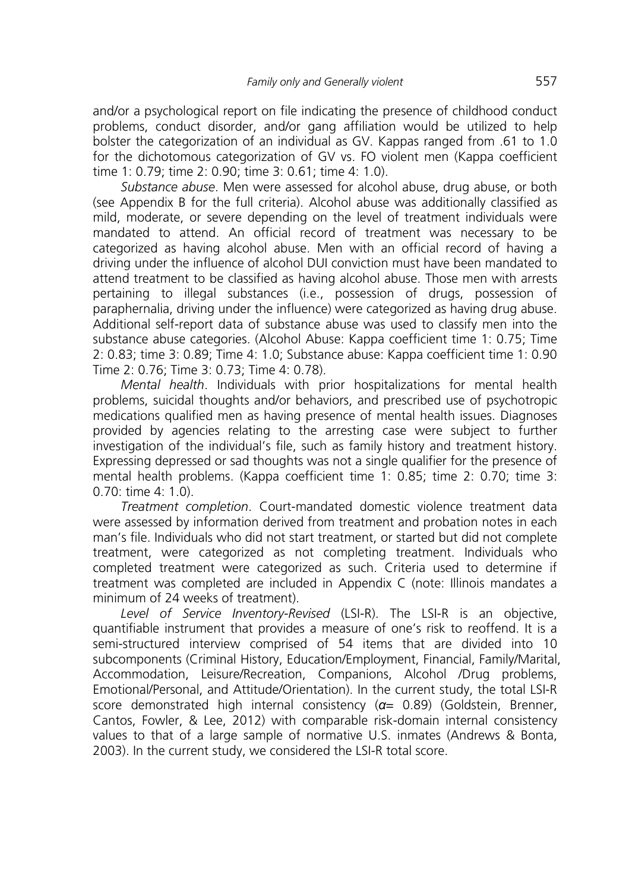and/or a psychological report on file indicating the presence of childhood conduct problems, conduct disorder, and/or gang affiliation would be utilized to help bolster the categorization of an individual as GV. Kappas ranged from .61 to 1.0 for the dichotomous categorization of GV vs. FO violent men (Kappa coefficient time 1: 0.79; time 2: 0.90; time 3: 0.61; time 4: 1.0).

*Substance abuse*. Men were assessed for alcohol abuse, drug abuse, or both (see Appendix B for the full criteria). Alcohol abuse was additionally classified as mild, moderate, or severe depending on the level of treatment individuals were mandated to attend. An official record of treatment was necessary to be categorized as having alcohol abuse. Men with an official record of having a driving under the influence of alcohol DUI conviction must have been mandated to attend treatment to be classified as having alcohol abuse. Those men with arrests pertaining to illegal substances (i.e., possession of drugs, possession of paraphernalia, driving under the influence) were categorized as having drug abuse. Additional self-report data of substance abuse was used to classify men into the substance abuse categories. (Alcohol Abuse: Kappa coefficient time 1: 0.75; Time 2: 0.83; time 3: 0.89; Time 4: 1.0; Substance abuse: Kappa coefficient time 1: 0.90 Time 2: 0.76; Time 3: 0.73; Time 4: 0.78).

*Mental health*. Individuals with prior hospitalizations for mental health problems, suicidal thoughts and/or behaviors, and prescribed use of psychotropic medications qualified men as having presence of mental health issues. Diagnoses provided by agencies relating to the arresting case were subject to further investigation of the individual's file, such as family history and treatment history. Expressing depressed or sad thoughts was not a single qualifier for the presence of mental health problems. (Kappa coefficient time 1: 0.85; time 2: 0.70; time 3: 0.70: time 4: 1.0).

*Treatment completion*. Court-mandated domestic violence treatment data were assessed by information derived from treatment and probation notes in each man's file. Individuals who did not start treatment, or started but did not complete treatment, were categorized as not completing treatment. Individuals who completed treatment were categorized as such. Criteria used to determine if treatment was completed are included in Appendix C (note: Illinois mandates a minimum of 24 weeks of treatment).

*Level of Service Inventory-Revised* (LSI-R). The LSI-R is an objective, quantifiable instrument that provides a measure of one's risk to reoffend. It is a semi-structured interview comprised of 54 items that are divided into 10 subcomponents (Criminal History, Education/Employment, Financial, Family/Marital, Accommodation, Leisure/Recreation, Companions, Alcohol /Drug problems, Emotional/Personal, and Attitude/Orientation). In the current study, the total LSI-R score demonstrated high internal consistency ($\alpha = 0.89$) (Goldstein, Brenner, Cantos, Fowler, & Lee, 2012) with comparable risk-domain internal consistency values to that of a large sample of normative U.S. inmates (Andrews & Bonta, 2003). In the current study, we considered the LSI-R total score.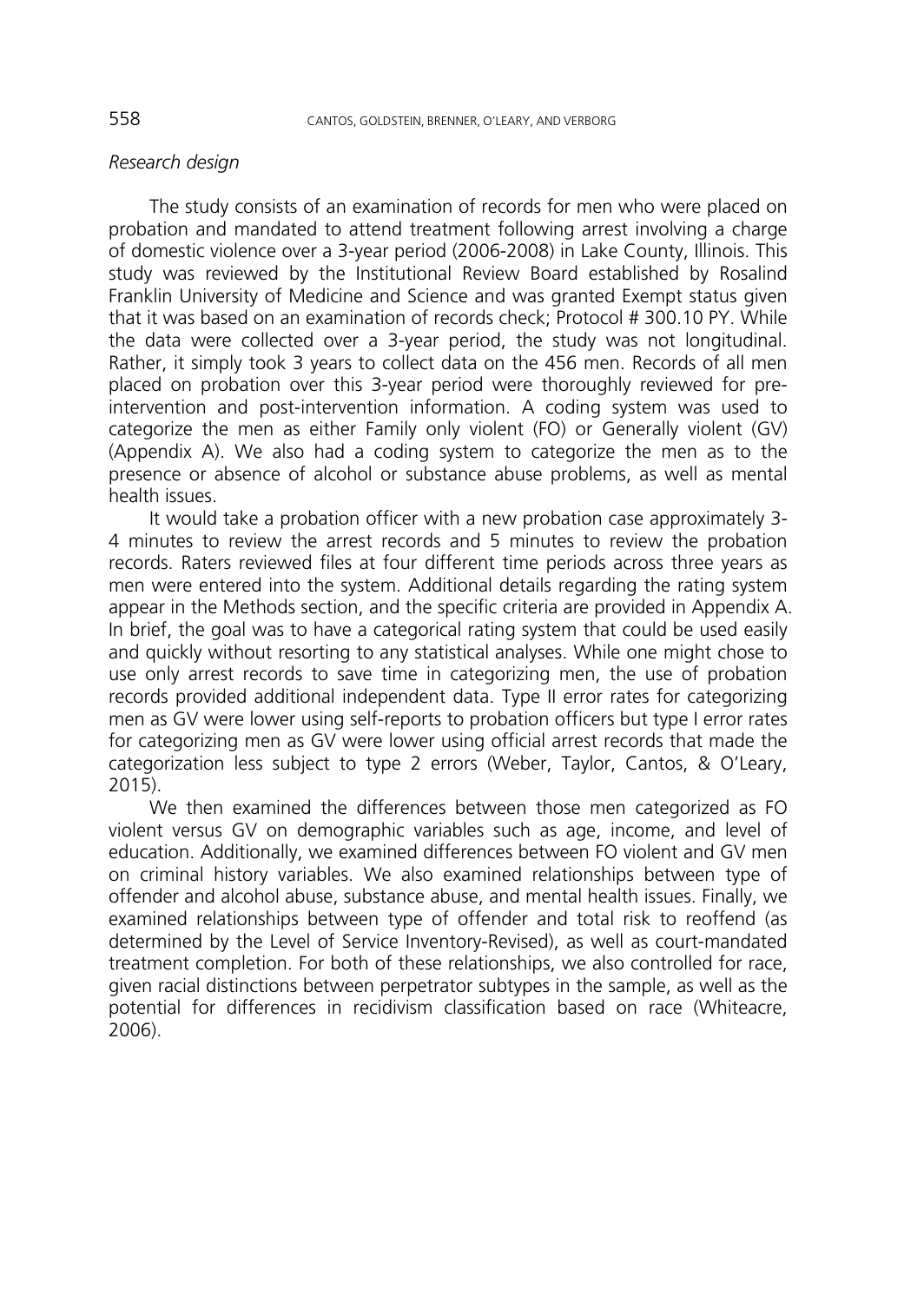*Research design*

The study consists of an examination of records for men who were placed on probation and mandated to attend treatment following arrest involving a charge of domestic violence over a 3-year period (2006-2008) in Lake County, Illinois. This study was reviewed by the Institutional Review Board established by Rosalind Franklin University of Medicine and Science and was granted Exempt status given that it was based on an examination of records check; Protocol # 300.10 PY. While the data were collected over a 3-year period, the study was not longitudinal. Rather, it simply took 3 years to collect data on the 456 men. Records of all men placed on probation over this 3-year period were thoroughly reviewed for pre-intervention and post-intervention information. A coding system was used to categorize the men as either Family only violent (FO) or Generally violent (GV) (Appendix A). We also had a coding system to categorize the men as to the presence or absence of alcohol or substance abuse problems, as well as mental health issues.

It would take a probation officer with a new probation case approximately 3-4 minutes to review the arrest records and 5 minutes to review the probation records. Raters reviewed files at four different time periods across three years as men were entered into the system. Additional details regarding the rating system appear in the Methods section, and the specific criteria are provided in Appendix A. In brief, the goal was to have a categorical rating system that could be used easily and quickly without resorting to any statistical analyses. While one might chose to use only arrest records to save time in categorizing men, the use of probation records provided additional independent data. Type II error rates for categorizing men as GV were lower using self-reports to probation officers but type I error rates for categorizing men as GV were lower using official arrest records that made the categorization less subject to type 2 errors (Weber, Taylor, Cantos, & O'Leary, 2015).

We then examined the differences between those men categorized as FO violent versus GV on demographic variables such as age, income, and level of education. Additionally, we examined differences between FO violent and GV men on criminal history variables. We also examined relationships between type of offender and alcohol abuse, substance abuse, and mental health issues. Finally, we examined relationships between type of offender and total risk to reoffend (as determined by the Level of Service Inventory-Revised), as well as court-mandated treatment completion. For both of these relationships, we also controlled for race, given racial distinctions between perpetrator subtypes in the sample, as well as the potential for differences in recidivism classification based on race (Whiteacre, 2006).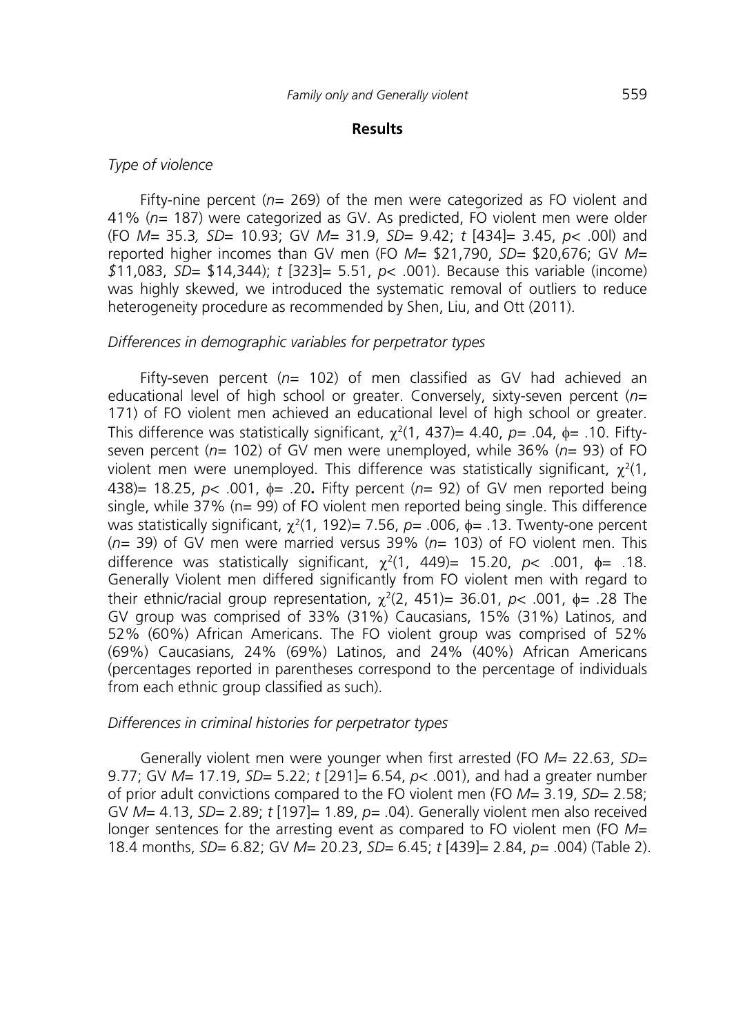## Results

*Type of violence*

Fifty-nine percent ($n$= 269) of the men were categorized as FO violent and 41% ($n$= 187) were categorized as GV. As predicted, FO violent men were older (FO $M$= 35.3, $SD$= 10.93; GV $M$= 31.9, $SD$= 9.42; $t$ [434]= 3.45, $p$< .00l) and reported higher incomes than GV men (FO $M$= \$21,790, $SD$= \$20,676; GV $M$= \$11,083, $SD$= \$14,344); $t$ [323]= 5.51, $p$< .001). Because this variable (income) was highly skewed, we introduced the systematic removal of outliers to reduce heterogeneity procedure as recommended by Shen, Liu, and Ott (2011).

*Differences in demographic variables for perpetrator types*

Fifty-seven percent ($n$= 102) of men classified as GV had achieved an educational level of high school or greater. Conversely, sixty-seven percent ($n$= 171) of FO violent men achieved an educational level of high school or greater. This difference was statistically significant, $\chi^2$(1, 437)= 4.40, $p$= .04, ϕ= .10. Fifty-seven percent ($n$= 102) of GV men were unemployed, while 36% ($n$= 93) of FO violent men were unemployed. This difference was statistically significant, $\chi^2$(1, 438)= 18.25, $p$< .001, ϕ= .20**.** Fifty percent ($n$= 92) of GV men reported being single, while 37% (n= 99) of FO violent men reported being single. This difference was statistically significant, $\chi^2$(1, 192)= 7.56, $p$= .006, ϕ= .13. Twenty-one percent ($n$= 39) of GV men were married versus 39% ($n$= 103) of FO violent men. This difference was statistically significant, $\chi^2$(1, 449)= 15.20, $p$< .001, ϕ= .18. Generally Violent men differed significantly from FO violent men with regard to their ethnic/racial group representation, $\chi^2$(2, 451)= 36.01, $p$< .001, ϕ= .28 The GV group was comprised of 33% (31%) Caucasians, 15% (31%) Latinos, and 52% (60%) African Americans. The FO violent group was comprised of 52% (69%) Caucasians, 24% (69%) Latinos, and 24% (40%) African Americans (percentages reported in parentheses correspond to the percentage of individuals from each ethnic group classified as such).

*Differences in criminal histories for perpetrator types*

Generally violent men were younger when first arrested (FO $M$= 22.63, $SD$= 9.77; GV $M$= 17.19, $SD$= 5.22; $t$ [291]= 6.54, $p$< .001), and had a greater number of prior adult convictions compared to the FO violent men (FO $M$= 3.19, $SD$= 2.58; GV $M$= 4.13, $SD$= 2.89; $t$ [197]= 1.89, $p$= .04). Generally violent men also received longer sentences for the arresting event as compared to FO violent men (FO $M$= 18.4 months, $SD$= 6.82; GV $M$= 20.23, $SD$= 6.45; $t$ [439]= 2.84, $p$= .004) (Table 2).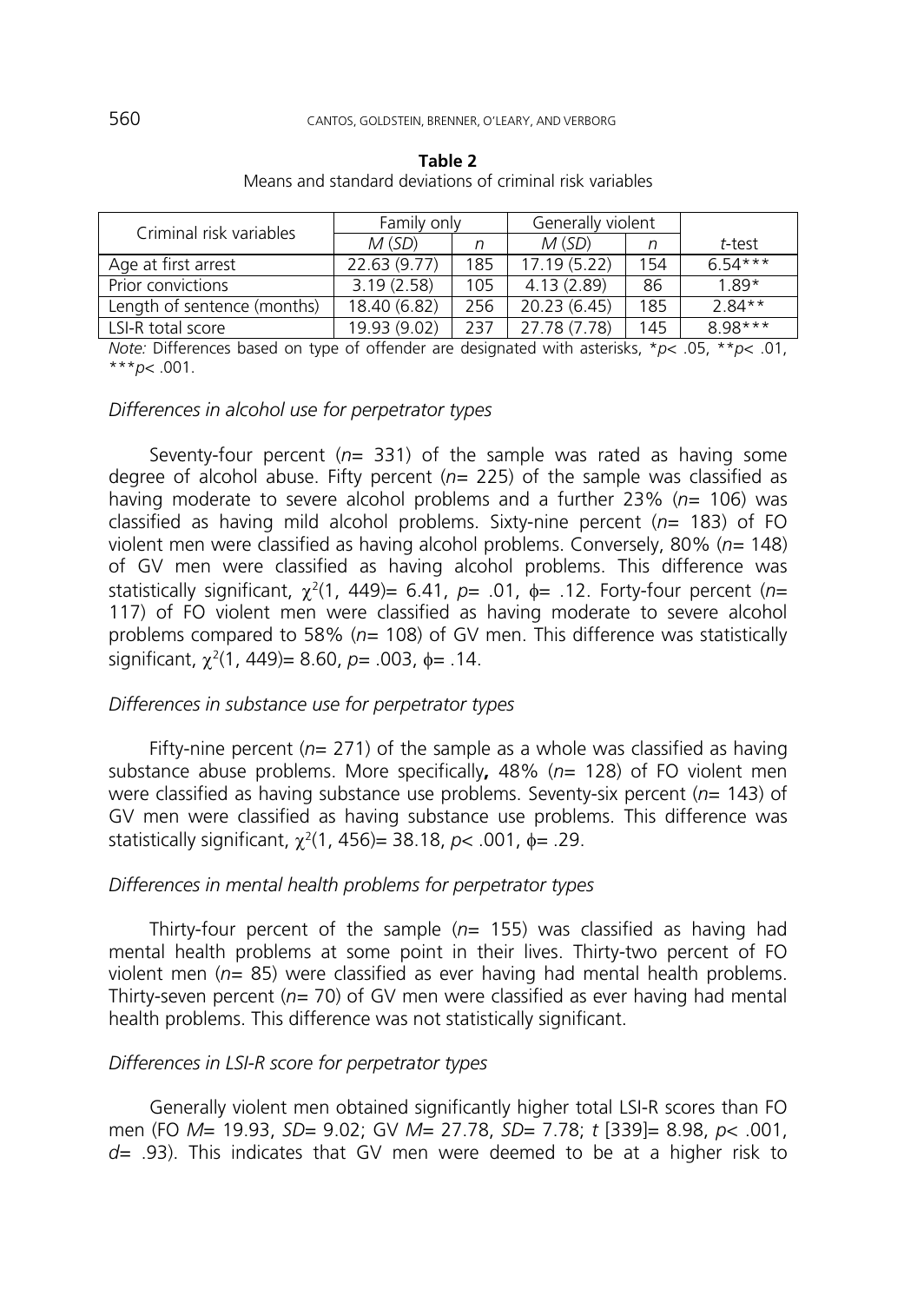**Table 2**
Means and standard deviations of criminal risk variables

| Criminal risk variables | Family only | | Generally violent | | |
|---|---|---|---|---|---|
| | *M* (*SD*) | *n* | *M* (*SD*) | *n* | *t*-test |
| Age at first arrest | 22.63 (9.77) | 185 | 17.19 (5.22) | 154 | 6.54*** |
| Prior convictions | 3.19 (2.58) | 105 | 4.13 (2.89) | 86 | 1.89* |
| Length of sentence (months) | 18.40 (6.82) | 256 | 20.23 (6.45) | 185 | 2.84** |
| LSI-R total score | 19.93 (9.02) | 237 | 27.78 (7.78) | 145 | 8.98*** |

*Note:* Differences based on type of offender are designated with asterisks, *$p < .05$, **$p < .01$, ***$p < .001$.

### *Differences in alcohol use for perpetrator types*

Seventy-four percent ($n = 331$) of the sample was rated as having some degree of alcohol abuse. Fifty percent ($n = 225$) of the sample was classified as having moderate to severe alcohol problems and a further 23% ($n = 106$) was classified as having mild alcohol problems. Sixty-nine percent ($n = 183$) of FO violent men were classified as having alcohol problems. Conversely, 80% ($n = 148$) of GV men were classified as having alcohol problems. This difference was statistically significant, $\chi^2(1, 449) = 6.41$, $p = .01$, $\phi = .12$. Forty-four percent ($n = 117$) of FO violent men were classified as having moderate to severe alcohol problems compared to 58% ($n = 108$) of GV men. This difference was statistically significant, $\chi^2(1, 449) = 8.60$, $p = .003$, $\phi = .14$.

### *Differences in substance use for perpetrator types*

Fifty-nine percent ($n = 271$) of the sample as a whole was classified as having substance abuse problems. More specifically**,** 48% ($n = 128$) of FO violent men were classified as having substance use problems. Seventy-six percent ($n = 143$) of GV men were classified as having substance use problems. This difference was statistically significant, $\chi^2(1, 456) = 38.18$, $p < .001$, $\phi = .29$.

### *Differences in mental health problems for perpetrator types*

Thirty-four percent of the sample ($n = 155$) was classified as having had mental health problems at some point in their lives. Thirty-two percent of FO violent men ($n = 85$) were classified as ever having had mental health problems. Thirty-seven percent ($n = 70$) of GV men were classified as ever having had mental health problems. This difference was not statistically significant.

### *Differences in LSI-R score for perpetrator types*

Generally violent men obtained significantly higher total LSI-R scores than FO men (FO $M = 19.93$, $SD = 9.02$; GV $M = 27.78$, $SD = 7.78$; $t\,[339] = 8.98$, $p < .001$, $d = .93$). This indicates that GV men were deemed to be at a higher risk to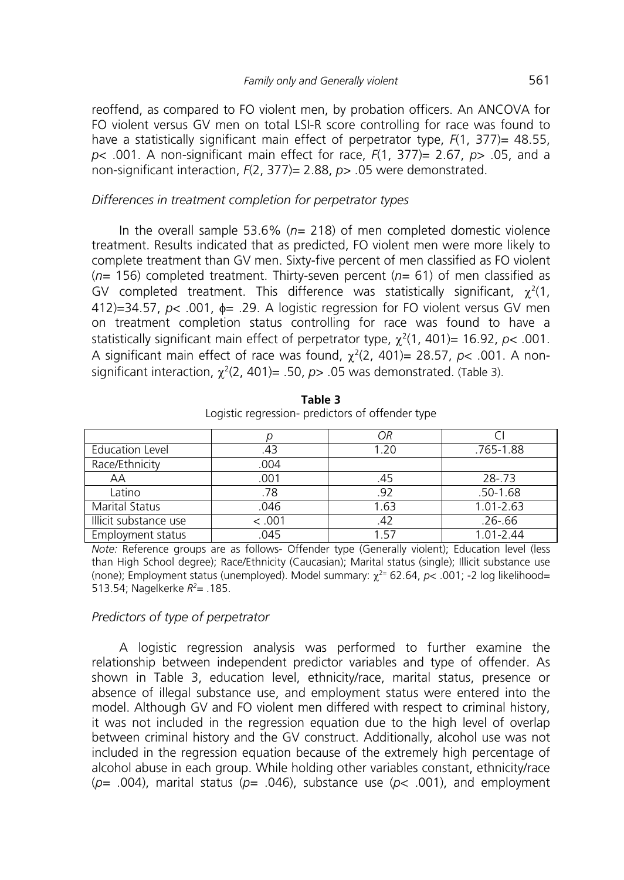reoffend, as compared to FO violent men, by probation officers. An ANCOVA for FO violent versus GV men on total LSI-R score controlling for race was found to have a statistically significant main effect of perpetrator type, $F(1, 377) = 48.55$, $p < .001$. A non-significant main effect for race, $F(1, 377) = 2.67$, $p > .05$, and a non-significant interaction, $F(2, 377) = 2.88$, $p > .05$ were demonstrated.

### *Differences in treatment completion for perpetrator types*

In the overall sample 53.6% ($n = 218$) of men completed domestic violence treatment. Results indicated that as predicted, FO violent men were more likely to complete treatment than GV men. Sixty-five percent of men classified as FO violent ($n = 156$) completed treatment. Thirty-seven percent ($n = 61$) of men classified as GV completed treatment. This difference was statistically significant, $\chi^2(1, 412) = 34.57$, $p < .001$, $\phi = .29$. A logistic regression for FO violent versus GV men on treatment completion status controlling for race was found to have a statistically significant main effect of perpetrator type, $\chi^2(1, 401) = 16.92$, $p < .001$. A significant main effect of race was found, $\chi^2(2, 401) = 28.57$, $p < .001$. A non-significant interaction, $\chi^2(2, 401) = .50$, $p > .05$ was demonstrated. (Table 3).

**Table 3**
Logistic regression- predictors of offender type

| | *p* | *OR* | CI |
|---|---|---|---|
| Education Level | .43 | 1.20 | .765-1.88 |
| Race/Ethnicity | .004 | | |
| AA | .001 | .45 | 28-.73 |
| Latino | .78 | .92 | .50-1.68 |
| Marital Status | .046 | 1.63 | 1.01-2.63 |
| Illicit substance use | < .001 | .42 | .26-.66 |
| Employment status | .045 | 1.57 | 1.01-2.44 |

*Note:* Reference groups are as follows- Offender type (Generally violent); Education level (less than High School degree); Race/Ethnicity (Caucasian); Marital status (single); Illicit substance use (none); Employment status (unemployed). Model summary: $\chi^2 = 62.64$, $p < .001$; -2 log likelihood= 513.54; Nagelkerke $R^2 = .185$.

### *Predictors of type of perpetrator*

A logistic regression analysis was performed to further examine the relationship between independent predictor variables and type of offender. As shown in Table 3, education level, ethnicity/race, marital status, presence or absence of illegal substance use, and employment status were entered into the model. Although GV and FO violent men differed with respect to criminal history, it was not included in the regression equation due to the high level of overlap between criminal history and the GV construct. Additionally, alcohol use was not included in the regression equation because of the extremely high percentage of alcohol abuse in each group. While holding other variables constant, ethnicity/race ($p = .004$), marital status ($p = .046$), substance use ($p < .001$), and employment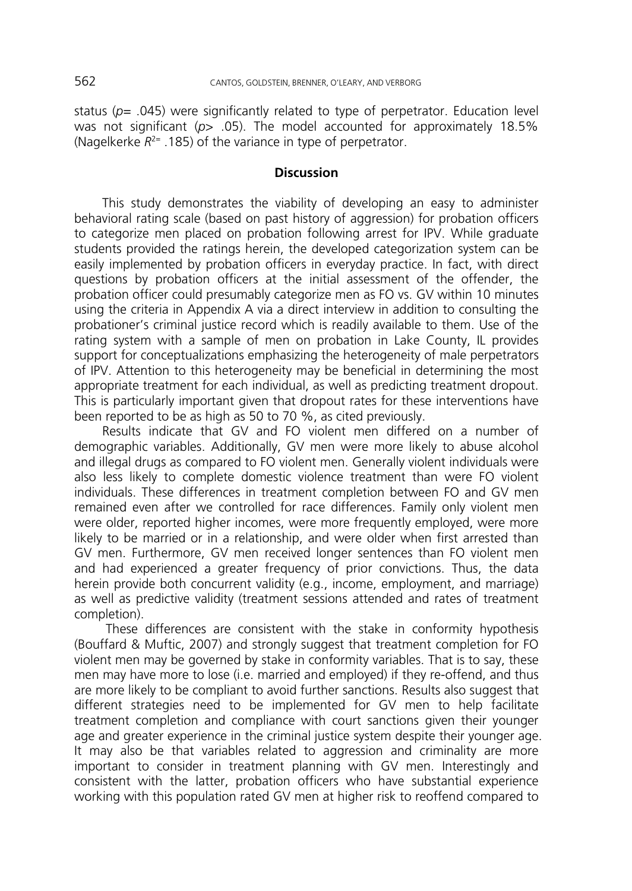status ($p$= .045) were significantly related to type of perpetrator. Education level was not significant ($p$> .05). The model accounted for approximately 18.5% (Nagelkerke $R^2$= .185) of the variance in type of perpetrator.

## Discussion

This study demonstrates the viability of developing an easy to administer behavioral rating scale (based on past history of aggression) for probation officers to categorize men placed on probation following arrest for IPV. While graduate students provided the ratings herein, the developed categorization system can be easily implemented by probation officers in everyday practice. In fact, with direct questions by probation officers at the initial assessment of the offender, the probation officer could presumably categorize men as FO vs. GV within 10 minutes using the criteria in Appendix A via a direct interview in addition to consulting the probationer's criminal justice record which is readily available to them. Use of the rating system with a sample of men on probation in Lake County, IL provides support for conceptualizations emphasizing the heterogeneity of male perpetrators of IPV. Attention to this heterogeneity may be beneficial in determining the most appropriate treatment for each individual, as well as predicting treatment dropout. This is particularly important given that dropout rates for these interventions have been reported to be as high as 50 to 70 %, as cited previously.

Results indicate that GV and FO violent men differed on a number of demographic variables. Additionally, GV men were more likely to abuse alcohol and illegal drugs as compared to FO violent men. Generally violent individuals were also less likely to complete domestic violence treatment than were FO violent individuals. These differences in treatment completion between FO and GV men remained even after we controlled for race differences. Family only violent men were older, reported higher incomes, were more frequently employed, were more likely to be married or in a relationship, and were older when first arrested than GV men. Furthermore, GV men received longer sentences than FO violent men and had experienced a greater frequency of prior convictions. Thus, the data herein provide both concurrent validity (e.g., income, employment, and marriage) as well as predictive validity (treatment sessions attended and rates of treatment completion).

These differences are consistent with the stake in conformity hypothesis (Bouffard & Muftic, 2007) and strongly suggest that treatment completion for FO violent men may be governed by stake in conformity variables. That is to say, these men may have more to lose (i.e. married and employed) if they re-offend, and thus are more likely to be compliant to avoid further sanctions. Results also suggest that different strategies need to be implemented for GV men to help facilitate treatment completion and compliance with court sanctions given their younger age and greater experience in the criminal justice system despite their younger age. It may also be that variables related to aggression and criminality are more important to consider in treatment planning with GV men. Interestingly and consistent with the latter, probation officers who have substantial experience working with this population rated GV men at higher risk to reoffend compared to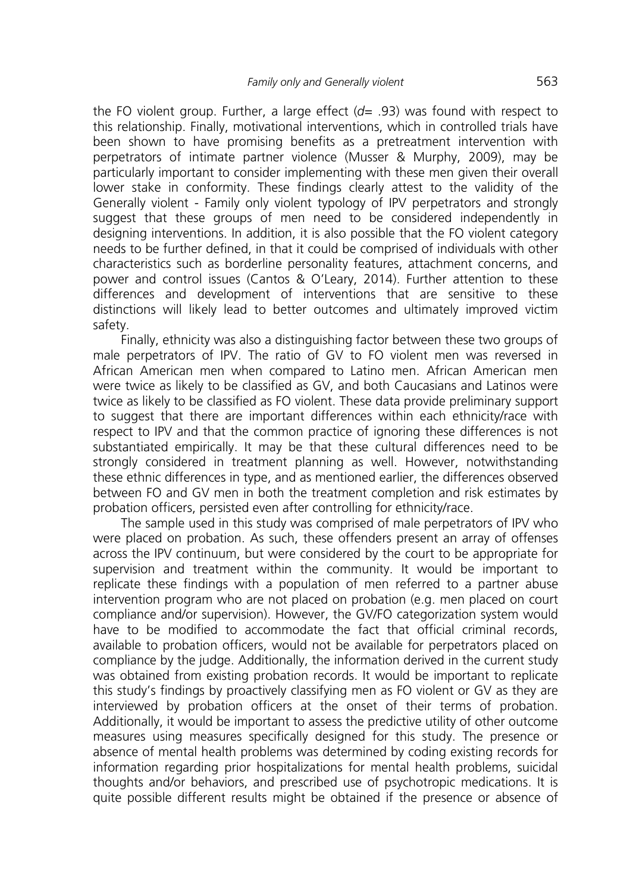the FO violent group. Further, a large effect ($d$= .93) was found with respect to this relationship. Finally, motivational interventions, which in controlled trials have been shown to have promising benefits as a pretreatment intervention with perpetrators of intimate partner violence (Musser & Murphy, 2009), may be particularly important to consider implementing with these men given their overall lower stake in conformity. These findings clearly attest to the validity of the Generally violent - Family only violent typology of IPV perpetrators and strongly suggest that these groups of men need to be considered independently in designing interventions. In addition, it is also possible that the FO violent category needs to be further defined, in that it could be comprised of individuals with other characteristics such as borderline personality features, attachment concerns, and power and control issues (Cantos & O'Leary, 2014). Further attention to these differences and development of interventions that are sensitive to these distinctions will likely lead to better outcomes and ultimately improved victim safety.

Finally, ethnicity was also a distinguishing factor between these two groups of male perpetrators of IPV. The ratio of GV to FO violent men was reversed in African American men when compared to Latino men. African American men were twice as likely to be classified as GV, and both Caucasians and Latinos were twice as likely to be classified as FO violent. These data provide preliminary support to suggest that there are important differences within each ethnicity/race with respect to IPV and that the common practice of ignoring these differences is not substantiated empirically. It may be that these cultural differences need to be strongly considered in treatment planning as well. However, notwithstanding these ethnic differences in type, and as mentioned earlier, the differences observed between FO and GV men in both the treatment completion and risk estimates by probation officers, persisted even after controlling for ethnicity/race.

The sample used in this study was comprised of male perpetrators of IPV who were placed on probation. As such, these offenders present an array of offenses across the IPV continuum, but were considered by the court to be appropriate for supervision and treatment within the community. It would be important to replicate these findings with a population of men referred to a partner abuse intervention program who are not placed on probation (e.g. men placed on court compliance and/or supervision). However, the GV/FO categorization system would have to be modified to accommodate the fact that official criminal records, available to probation officers, would not be available for perpetrators placed on compliance by the judge. Additionally, the information derived in the current study was obtained from existing probation records. It would be important to replicate this study's findings by proactively classifying men as FO violent or GV as they are interviewed by probation officers at the onset of their terms of probation. Additionally, it would be important to assess the predictive utility of other outcome measures using measures specifically designed for this study. The presence or absence of mental health problems was determined by coding existing records for information regarding prior hospitalizations for mental health problems, suicidal thoughts and/or behaviors, and prescribed use of psychotropic medications. It is quite possible different results might be obtained if the presence or absence of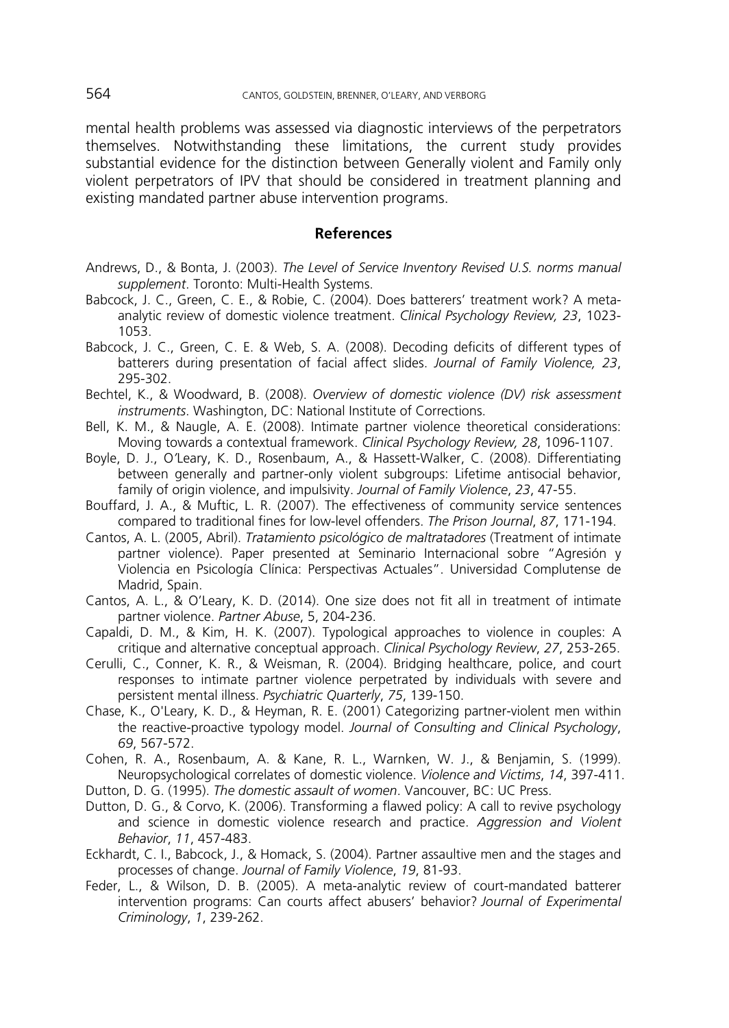mental health problems was assessed via diagnostic interviews of the perpetrators themselves. Notwithstanding these limitations, the current study provides substantial evidence for the distinction between Generally violent and Family only violent perpetrators of IPV that should be considered in treatment planning and existing mandated partner abuse intervention programs.

## References

Andrews, D., & Bonta, J. (2003). *The Level of Service Inventory Revised U.S. norms manual supplement*. Toronto: Multi-Health Systems.

Babcock, J. C., Green, C. E., & Robie, C. (2004). Does batterers' treatment work? A meta-analytic review of domestic violence treatment. *Clinical Psychology Review, 23*, 1023-1053.

Babcock, J. C., Green, C. E. & Web, S. A. (2008). Decoding deficits of different types of batterers during presentation of facial affect slides. *Journal of Family Violence, 23*, 295-302.

Bechtel, K., & Woodward, B. (2008). *Overview of domestic violence (DV) risk assessment instruments*. Washington, DC: National Institute of Corrections.

Bell, K. M., & Naugle, A. E. (2008). Intimate partner violence theoretical considerations: Moving towards a contextual framework. *Clinical Psychology Review, 28*, 1096-1107.

Boyle, D. J., O'Leary, K. D., Rosenbaum, A., & Hassett-Walker, C. (2008). Differentiating between generally and partner-only violent subgroups: Lifetime antisocial behavior, family of origin violence, and impulsivity. *Journal of Family Violence*, *23*, 47-55.

Bouffard, J. A., & Muftic, L. R. (2007). The effectiveness of community service sentences compared to traditional fines for low-level offenders. *The Prison Journal*, *87*, 171-194.

Cantos, A. L. (2005, Abril). *Tratamiento psicológico de maltratadores* (Treatment of intimate partner violence). Paper presented at Seminario Internacional sobre "Agresión y Violencia en Psicología Clínica: Perspectivas Actuales". Universidad Complutense de Madrid, Spain.

Cantos, A. L., & O'Leary, K. D. (2014). One size does not fit all in treatment of intimate partner violence. *Partner Abuse*, 5, 204-236.

Capaldi, D. M., & Kim, H. K. (2007). Typological approaches to violence in couples: A critique and alternative conceptual approach. *Clinical Psychology Review*, *27*, 253-265.

Cerulli, C., Conner, K. R., & Weisman, R. (2004). Bridging healthcare, police, and court responses to intimate partner violence perpetrated by individuals with severe and persistent mental illness. *Psychiatric Quarterly*, *75*, 139-150.

Chase, K., O'Leary, K. D., & Heyman, R. E. (2001) Categorizing partner-violent men within the reactive-proactive typology model. *Journal of Consulting and Clinical Psychology*, *69*, 567-572.

Cohen, R. A., Rosenbaum, A. & Kane, R. L., Warnken, W. J., & Benjamin, S. (1999). Neuropsychological correlates of domestic violence. *Violence and Victims*, *14*, 397-411.

Dutton, D. G. (1995). *The domestic assault of women*. Vancouver, BC: UC Press.

Dutton, D. G., & Corvo, K. (2006). Transforming a flawed policy: A call to revive psychology and science in domestic violence research and practice. *Aggression and Violent Behavior*, *11*, 457-483.

Eckhardt, C. I., Babcock, J., & Homack, S. (2004). Partner assaultive men and the stages and processes of change. *Journal of Family Violence*, *19*, 81-93.

Feder, L., & Wilson, D. B. (2005). A meta-analytic review of court-mandated batterer intervention programs: Can courts affect abusers' behavior? *Journal of Experimental Criminology*, *1*, 239-262.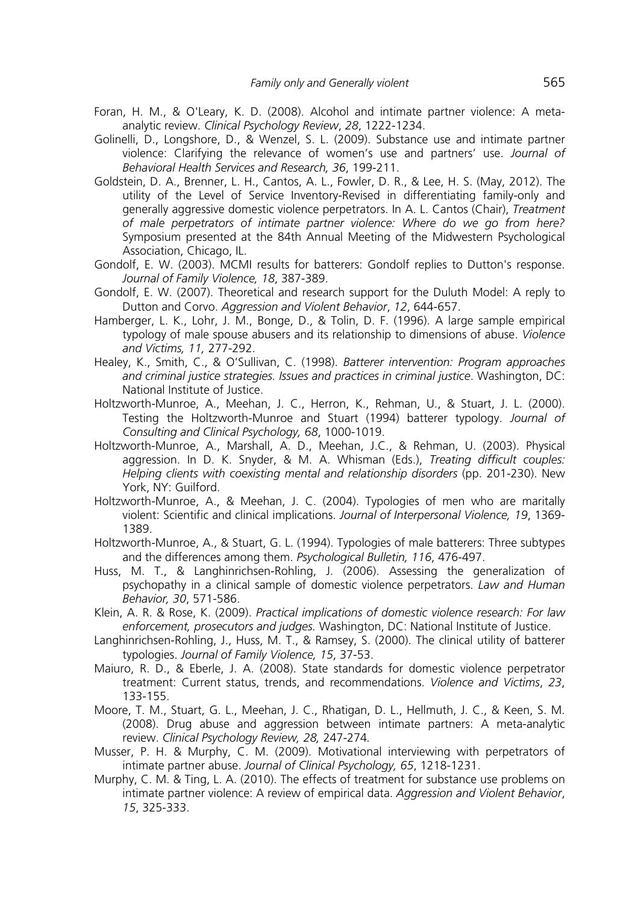Foran, H. M., & O'Leary, K. D. (2008). Alcohol and intimate partner violence: A meta-analytic review. *Clinical Psychology Review*, *28*, 1222-1234.

Golinelli, D., Longshore, D., & Wenzel, S. L. (2009). Substance use and intimate partner violence: Clarifying the relevance of women's use and partners' use. *Journal of Behavioral Health Services and Research, 36*, 199-211.

Goldstein, D. A., Brenner, L. H., Cantos, A. L., Fowler, D. R., & Lee, H. S. (May, 2012). The utility of the Level of Service Inventory-Revised in differentiating family-only and generally aggressive domestic violence perpetrators. In A. L. Cantos (Chair), *Treatment of male perpetrators of intimate partner violence: Where do we go from here?* Symposium presented at the 84th Annual Meeting of the Midwestern Psychological Association, Chicago, IL.

Gondolf, E. W. (2003). MCMI results for batterers: Gondolf replies to Dutton's response. *Journal of Family Violence, 18*, 387-389.

Gondolf, E. W. (2007). Theoretical and research support for the Duluth Model: A reply to Dutton and Corvo. *Aggression and Violent Behavior*, *12*, 644-657.

Hamberger, L. K., Lohr, J. M., Bonge, D., & Tolin, D. F. (1996). A large sample empirical typology of male spouse abusers and its relationship to dimensions of abuse. *Violence and Victims, 11,* 277-292.

Healey, K., Smith, C., & O'Sullivan, C. (1998). *Batterer intervention: Program approaches and criminal justice strategies. Issues and practices in criminal justice*. Washington, DC: National Institute of Justice.

Holtzworth-Munroe, A., Meehan, J. C., Herron, K., Rehman, U., & Stuart, J. L. (2000). Testing the Holtzworth-Munroe and Stuart (1994) batterer typology. *Journal of Consulting and Clinical Psychology, 68*, 1000-1019.

Holtzworth-Munroe, A., Marshall, A. D., Meehan, J.C., & Rehman, U. (2003). Physical aggression. In D. K. Snyder, & M. A. Whisman (Eds.), *Treating difficult couples: Helping clients with coexisting mental and relationship disorders* (pp. 201-230). New York, NY: Guilford.

Holtzworth-Munroe, A., & Meehan, J. C. (2004). Typologies of men who are maritally violent: Scientific and clinical implications. *Journal of Interpersonal Violence, 19*, 1369-1389.

Holtzworth-Munroe, A., & Stuart, G. L. (1994). Typologies of male batterers: Three subtypes and the differences among them. *Psychological Bulletin, 116*, 476-497.

Huss, M. T., & Langhinrichsen-Rohling, J. (2006). Assessing the generalization of psychopathy in a clinical sample of domestic violence perpetrators. *Law and Human Behavior, 30*, 571-586.

Klein, A. R. & Rose, K. (2009). *Practical implications of domestic violence research: For law enforcement, prosecutors and judges.* Washington, DC: National Institute of Justice.

Langhinrichsen-Rohling, J., Huss, M. T., & Ramsey, S. (2000). The clinical utility of batterer typologies. *Journal of Family Violence, 15*, 37-53.

Maiuro, R. D., & Eberle, J. A. (2008). State standards for domestic violence perpetrator treatment: Current status, trends, and recommendations. *Violence and Victims*, *23*, 133-155.

Moore, T. M., Stuart, G. L., Meehan, J. C., Rhatigan, D. L., Hellmuth, J. C., & Keen, S. M. (2008). Drug abuse and aggression between intimate partners: A meta-analytic review. *Clinical Psychology Review, 28,* 247-274*.*

Musser, P. H. & Murphy, C. M. (2009). Motivational interviewing with perpetrators of intimate partner abuse. *Journal of Clinical Psychology, 65*, 1218-1231.

Murphy, C. M. & Ting, L. A. (2010). The effects of treatment for substance use problems on intimate partner violence: A review of empirical data. *Aggression and Violent Behavior*, *15*, 325-333.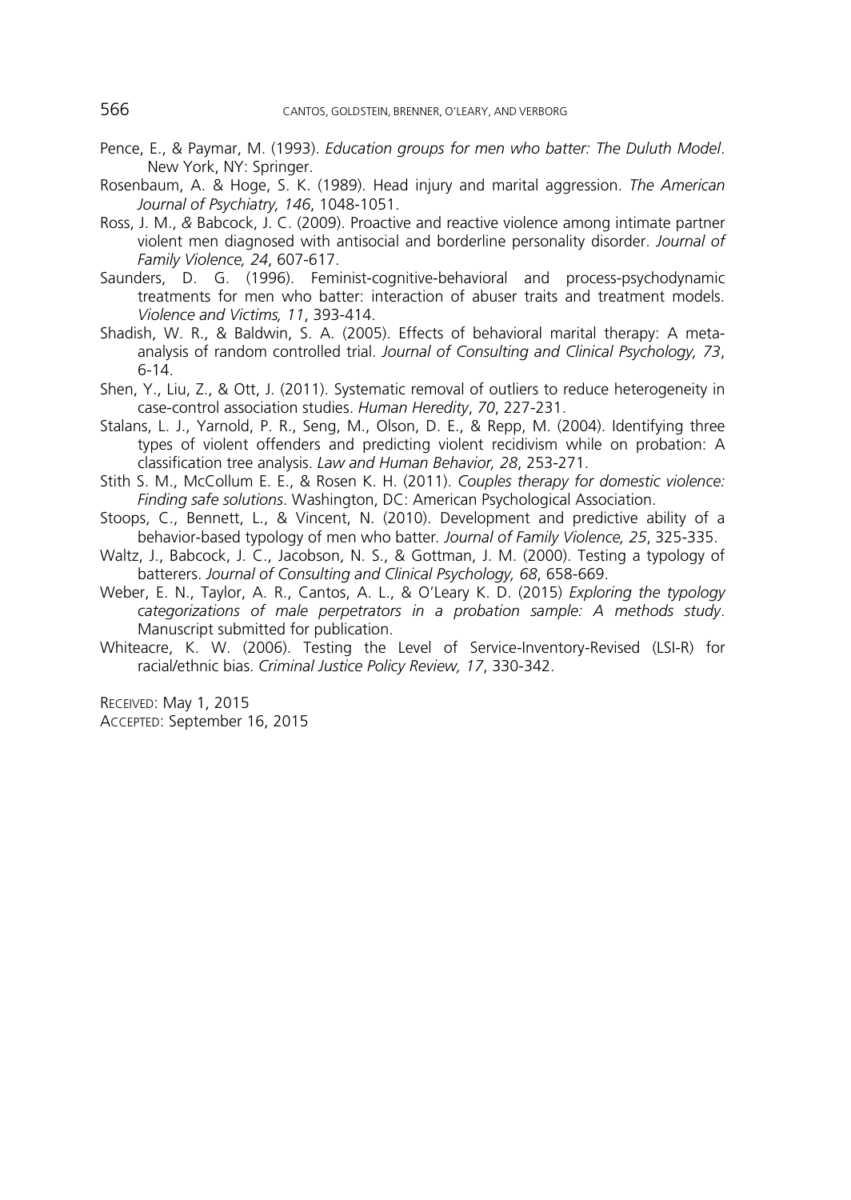Pence, E., & Paymar, M. (1993). *Education groups for men who batter: The Duluth Model*. New York, NY: Springer.

Rosenbaum, A. & Hoge, S. K. (1989). Head injury and marital aggression. *The American Journal of Psychiatry, 146*, 1048-1051.

Ross, J. M., *&* Babcock, J. C. (2009). Proactive and reactive violence among intimate partner violent men diagnosed with antisocial and borderline personality disorder. *Journal of Family Violence, 24*, 607-617.

Saunders, D. G. (1996). Feminist-cognitive-behavioral and process-psychodynamic treatments for men who batter: interaction of abuser traits and treatment models. *Violence and Victims, 11*, 393-414.

Shadish, W. R., & Baldwin, S. A. (2005). Effects of behavioral marital therapy: A meta-analysis of random controlled trial. *Journal of Consulting and Clinical Psychology, 73*, 6-14.

Shen, Y., Liu, Z., & Ott, J. (2011). Systematic removal of outliers to reduce heterogeneity in case-control association studies. *Human Heredity*, *70*, 227-231.

Stalans, L. J., Yarnold, P. R., Seng, M., Olson, D. E., & Repp, M. (2004). Identifying three types of violent offenders and predicting violent recidivism while on probation: A classification tree analysis. *Law and Human Behavior, 28*, 253-271.

Stith S. M., McCollum E. E., & Rosen K. H. (2011). *Couples therapy for domestic violence: Finding safe solutions*. Washington, DC: American Psychological Association.

Stoops, C., Bennett, L., & Vincent, N. (2010). Development and predictive ability of a behavior-based typology of men who batter. *Journal of Family Violence, 25*, 325-335.

Waltz, J., Babcock, J. C., Jacobson, N. S., & Gottman, J. M. (2000). Testing a typology of batterers. *Journal of Consulting and Clinical Psychology, 68*, 658-669.

Weber, E. N., Taylor, A. R., Cantos, A. L., & O'Leary K. D. (2015) *Exploring the typology categorizations of male perpetrators in a probation sample: A methods study*. Manuscript submitted for publication.

Whiteacre, K. W. (2006). Testing the Level of Service-Inventory-Revised (LSI-R) for racial/ethnic bias. *Criminal Justice Policy Review, 17*, 330-342.

RECEIVED: May 1, 2015
ACCEPTED: September 16, 2015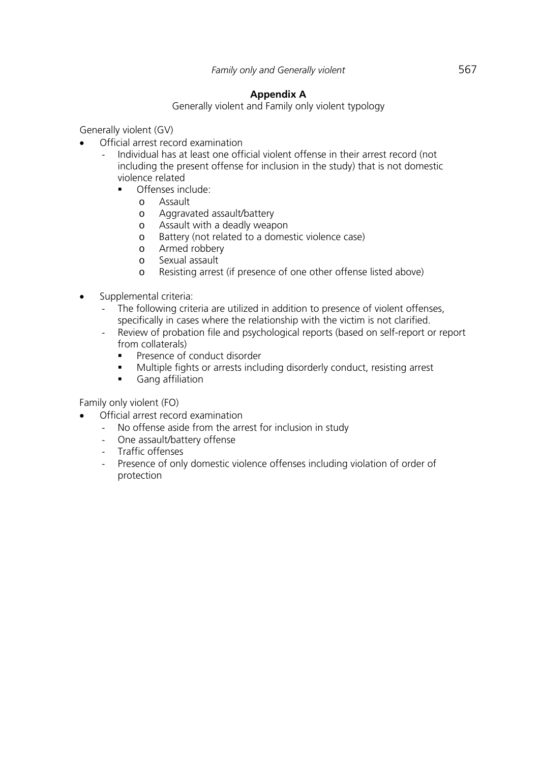## Appendix A

Generally violent and Family only violent typology

Generally violent (GV)

- Official arrest record examination
  - Individual has at least one official violent offense in their arrest record (not including the present offense for inclusion in the study) that is not domestic violence related
    - Offenses include:
      - Assault
      - Aggravated assault/battery
      - Assault with a deadly weapon
      - Battery (not related to a domestic violence case)
      - Armed robbery
      - Sexual assault
      - Resisting arrest (if presence of one other offense listed above)
- Supplemental criteria:
  - The following criteria are utilized in addition to presence of violent offenses, specifically in cases where the relationship with the victim is not clarified.
  - Review of probation file and psychological reports (based on self-report or report from collaterals)
    - Presence of conduct disorder
    - Multiple fights or arrests including disorderly conduct, resisting arrest
    - Gang affiliation

Family only violent (FO)

- Official arrest record examination
  - No offense aside from the arrest for inclusion in study
  - One assault/battery offense
  - Traffic offenses
  - Presence of only domestic violence offenses including violation of order of protection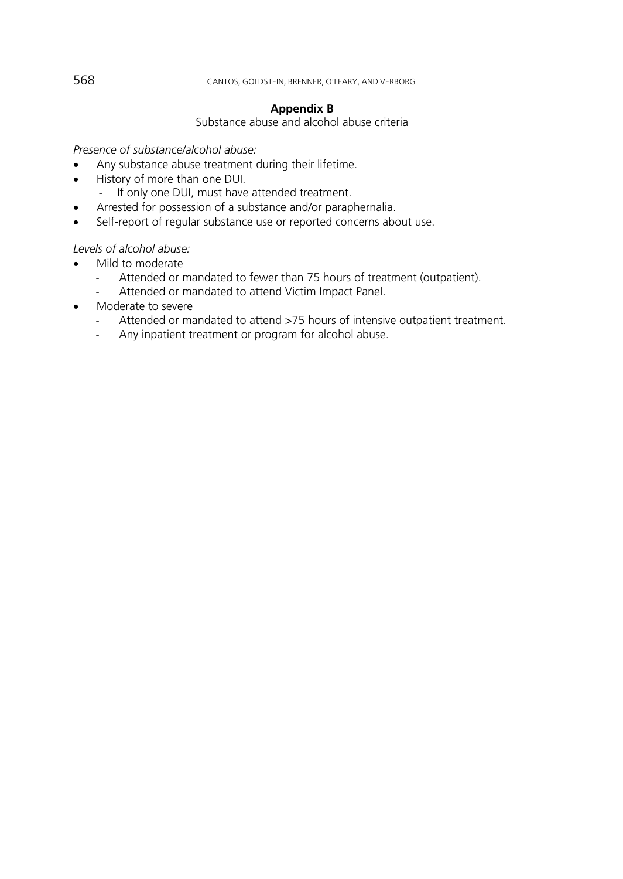## Appendix B

Substance abuse and alcohol abuse criteria

*Presence of substance/alcohol abuse:*

- Any substance abuse treatment during their lifetime.
- History of more than one DUI.
  - If only one DUI, must have attended treatment.
- Arrested for possession of a substance and/or paraphernalia.
- Self-report of regular substance use or reported concerns about use.

*Levels of alcohol abuse:*

- Mild to moderate
  - Attended or mandated to fewer than 75 hours of treatment (outpatient).
  - Attended or mandated to attend Victim Impact Panel.
- Moderate to severe
  - Attended or mandated to attend >75 hours of intensive outpatient treatment.
  - Any inpatient treatment or program for alcohol abuse.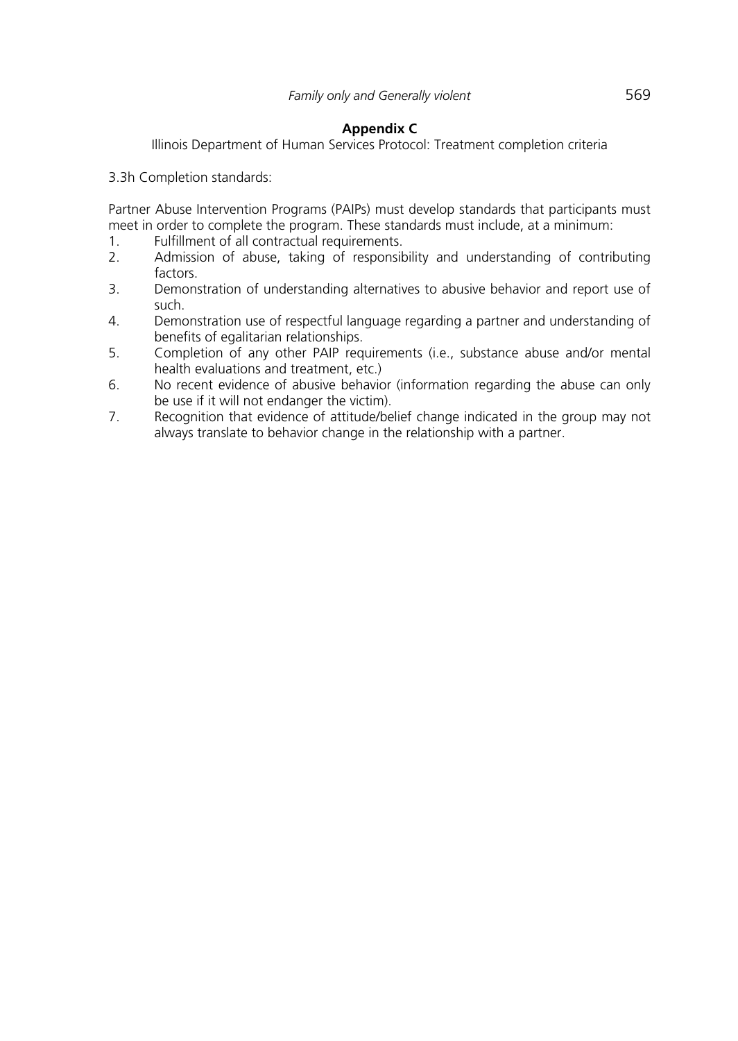## Appendix C

Illinois Department of Human Services Protocol: Treatment completion criteria

3.3h Completion standards:

Partner Abuse Intervention Programs (PAIPs) must develop standards that participants must meet in order to complete the program. These standards must include, at a minimum:

1. Fulfillment of all contractual requirements.
2. Admission of abuse, taking of responsibility and understanding of contributing factors.
3. Demonstration of understanding alternatives to abusive behavior and report use of such.
4. Demonstration use of respectful language regarding a partner and understanding of benefits of egalitarian relationships.
5. Completion of any other PAIP requirements (i.e., substance abuse and/or mental health evaluations and treatment, etc.)
6. No recent evidence of abusive behavior (information regarding the abuse can only be use if it will not endanger the victim).
7. Recognition that evidence of attitude/belief change indicated in the group may not always translate to behavior change in the relationship with a partner.